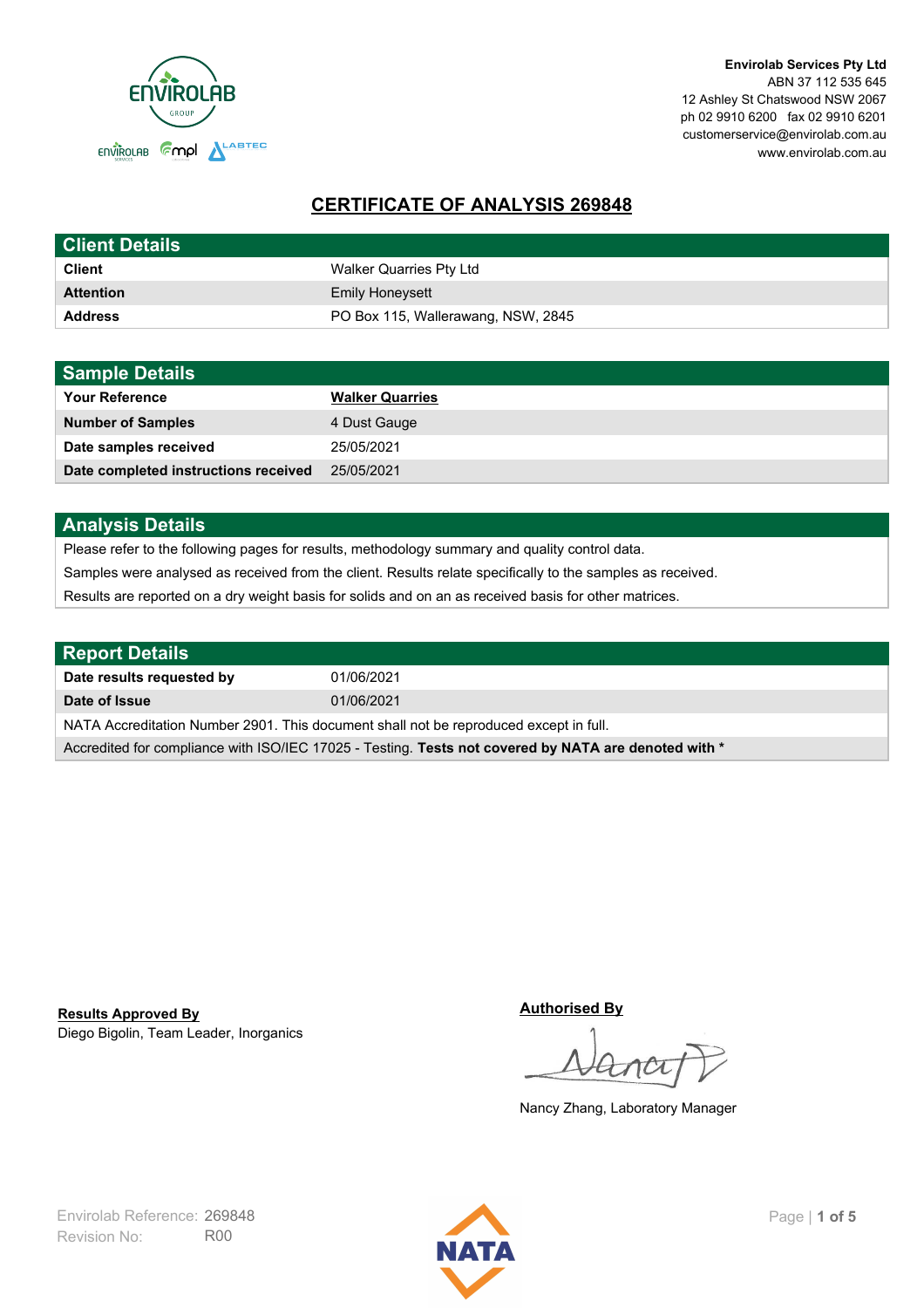**Envirolab Services Pty Ltd**
ABN 37 112 535 645
12 Ashley St Chatswood NSW 2067
ph 02 9910 6200 fax 02 9910 6201
customerservice@envirolab.com.au
www.envirolab.com.au

# CERTIFICATE OF ANALYSIS 269848

| Client Details | |
|---|---|
| **Client** | Walker Quarries Pty Ltd |
| **Attention** | Emily Honeysett |
| **Address** | PO Box 115, Wallerawang, NSW, 2845 |

| Sample Details | |
|---|---|
| **Your Reference** | **Walker Quarries** |
| **Number of Samples** | 4 Dust Gauge |
| **Date samples received** | 25/05/2021 |
| **Date completed instructions received** | 25/05/2021 |

## Analysis Details

Please refer to the following pages for results, methodology summary and quality control data.

Samples were analysed as received from the client. Results relate specifically to the samples as received.

Results are reported on a dry weight basis for solids and on an as received basis for other matrices.

| Report Details | |
|---|---|
| **Date results requested by** | 01/06/2021 |
| **Date of Issue** | 01/06/2021 |

NATA Accreditation Number 2901. This document shall not be reproduced except in full.

Accredited for compliance with ISO/IEC 17025 - Testing. **Tests not covered by NATA are denoted with ***

**Results Approved By**
Diego Bigolin, Team Leader, Inorganics

**Authorised By**

Nancy Zhang, Laboratory Manager

Envirolab Reference: 269848
Revision No: R00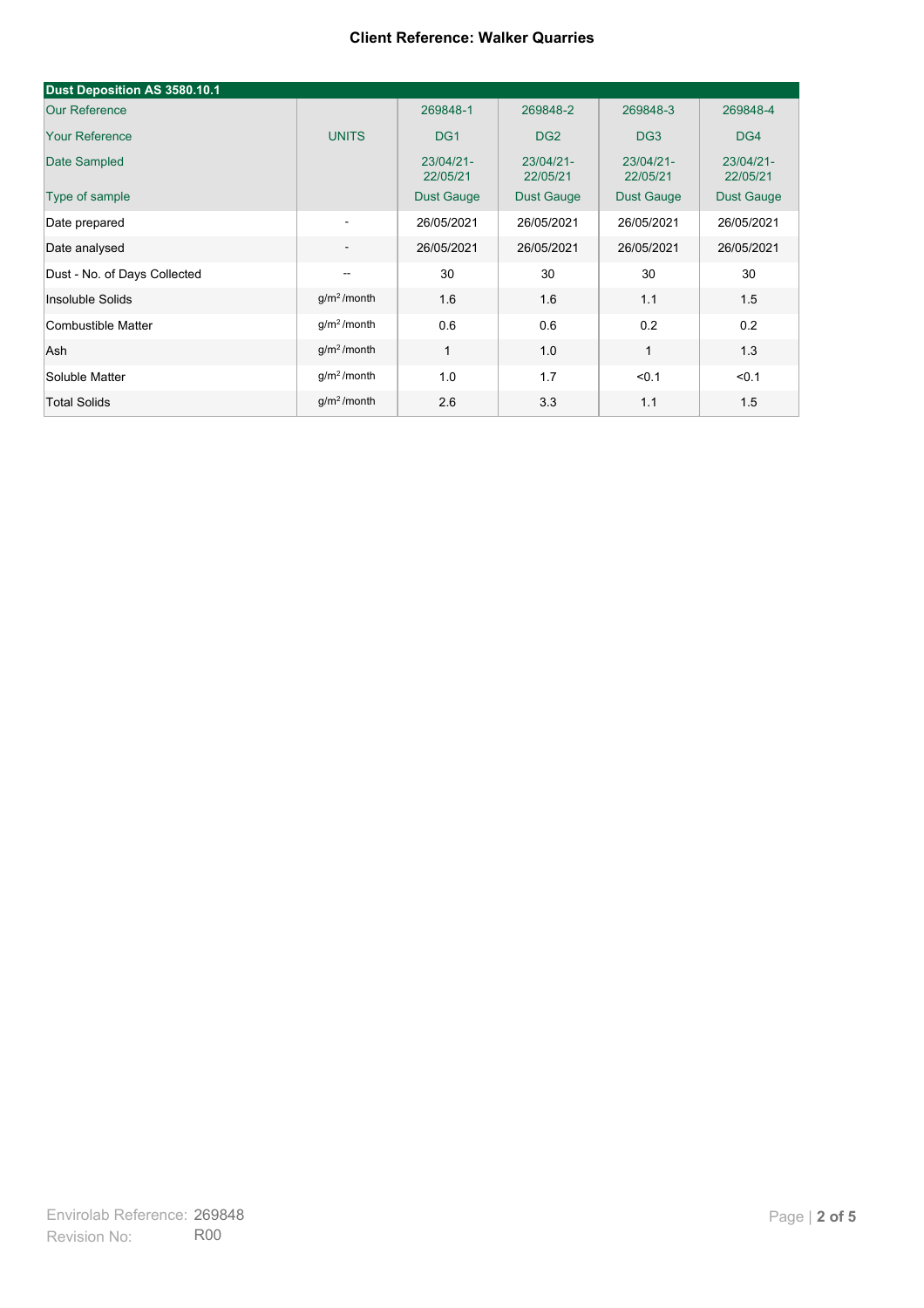**Client Reference: Walker Quarries**

| Dust Deposition AS 3580.10.1 | | | | | |
|---|---|---|---|---|---|
| Our Reference | | 269848-1 | 269848-2 | 269848-3 | 269848-4 |
| Your Reference | UNITS | DG1 | DG2 | DG3 | DG4 |
| Date Sampled | | 23/04/21-22/05/21 | 23/04/21-22/05/21 | 23/04/21-22/05/21 | 23/04/21-22/05/21 |
| Type of sample | | Dust Gauge | Dust Gauge | Dust Gauge | Dust Gauge |
| Date prepared | - | 26/05/2021 | 26/05/2021 | 26/05/2021 | 26/05/2021 |
| Date analysed | - | 26/05/2021 | 26/05/2021 | 26/05/2021 | 26/05/2021 |
| Dust - No. of Days Collected | -- | 30 | 30 | 30 | 30 |
| Insoluble Solids | $g/m^2$ /month | 1.6 | 1.6 | 1.1 | 1.5 |
| Combustible Matter | $g/m^2$ /month | 0.6 | 0.6 | 0.2 | 0.2 |
| Ash | $g/m^2$ /month | 1 | 1.0 | 1 | 1.3 |
| Soluble Matter | $g/m^2$ /month | 1.0 | 1.7 | <0.1 | <0.1 |
| Total Solids | $g/m^2$ /month | 2.6 | 3.3 | 1.1 | 1.5 |

Envirolab Reference: 269848
Revision No: R00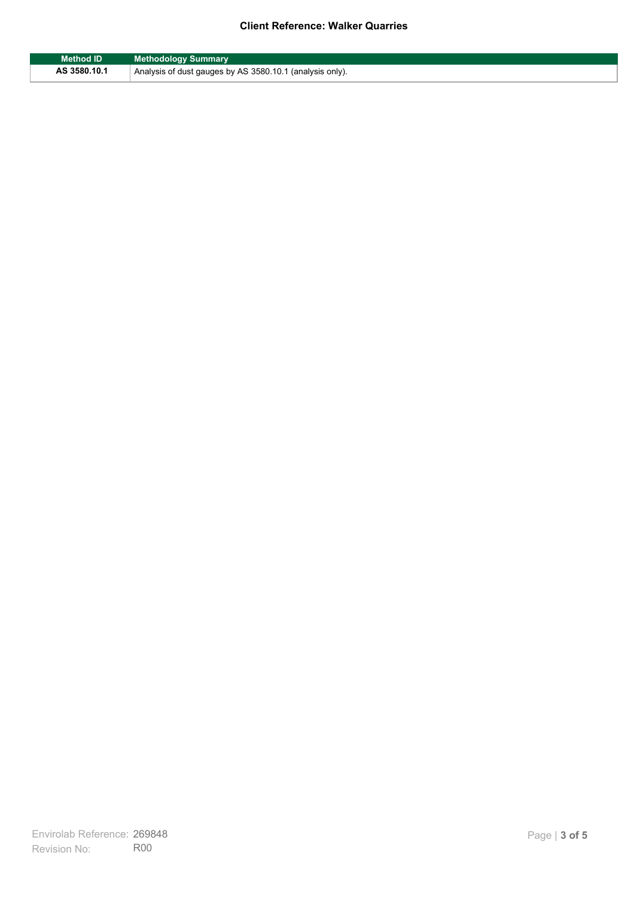| Method ID | Methodology Summary |
| --- | --- |
| AS 3580.10.1 | Analysis of dust gauges by AS 3580.10.1 (analysis only). |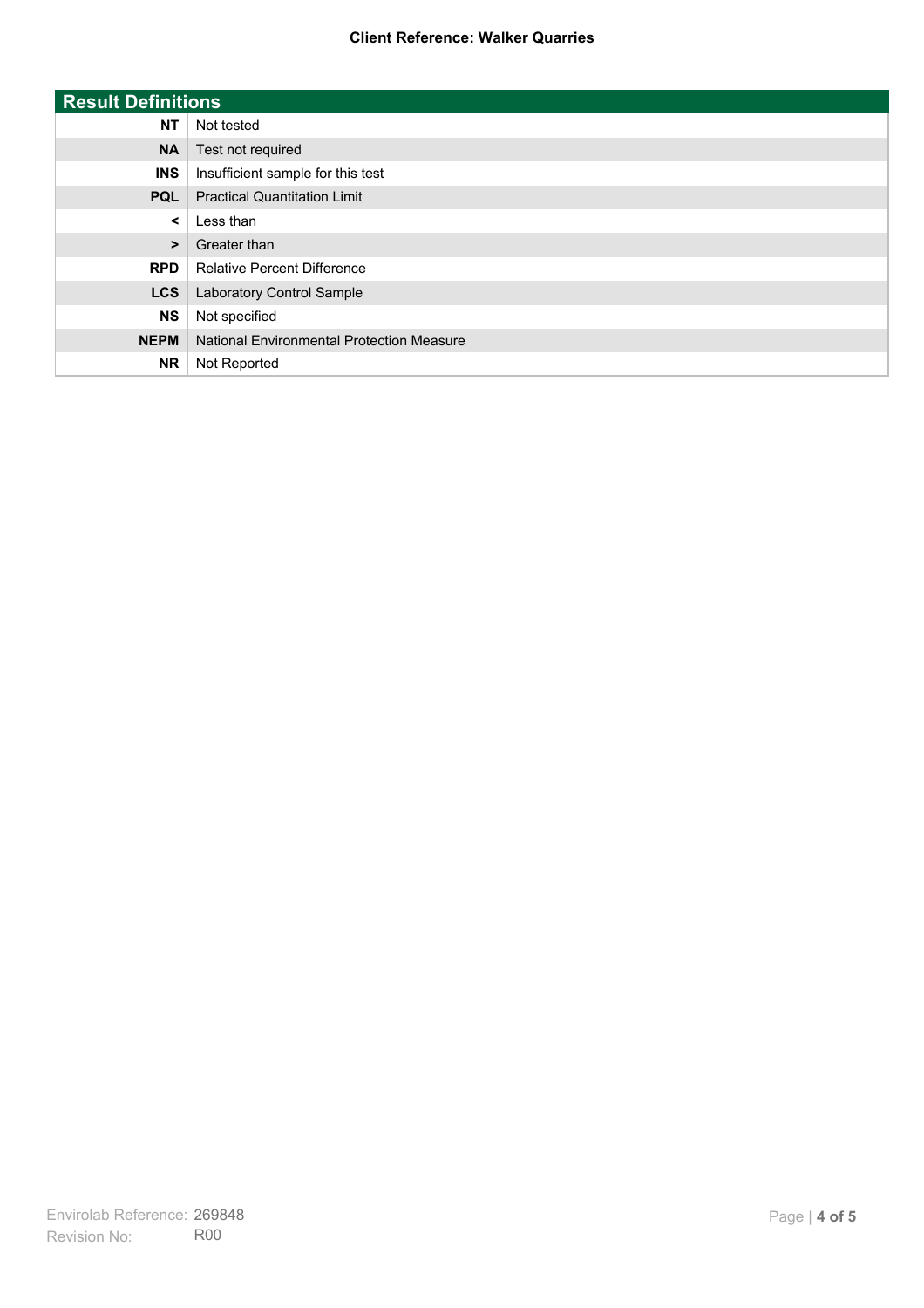## Result Definitions

| | |
|---|---|
| **NT** | Not tested |
| **NA** | Test not required |
| **INS** | Insufficient sample for this test |
| **PQL** | Practical Quantitation Limit |
| **<** | Less than |
| **>** | Greater than |
| **RPD** | Relative Percent Difference |
| **LCS** | Laboratory Control Sample |
| **NS** | Not specified |
| **NEPM** | National Environmental Protection Measure |
| **NR** | Not Reported |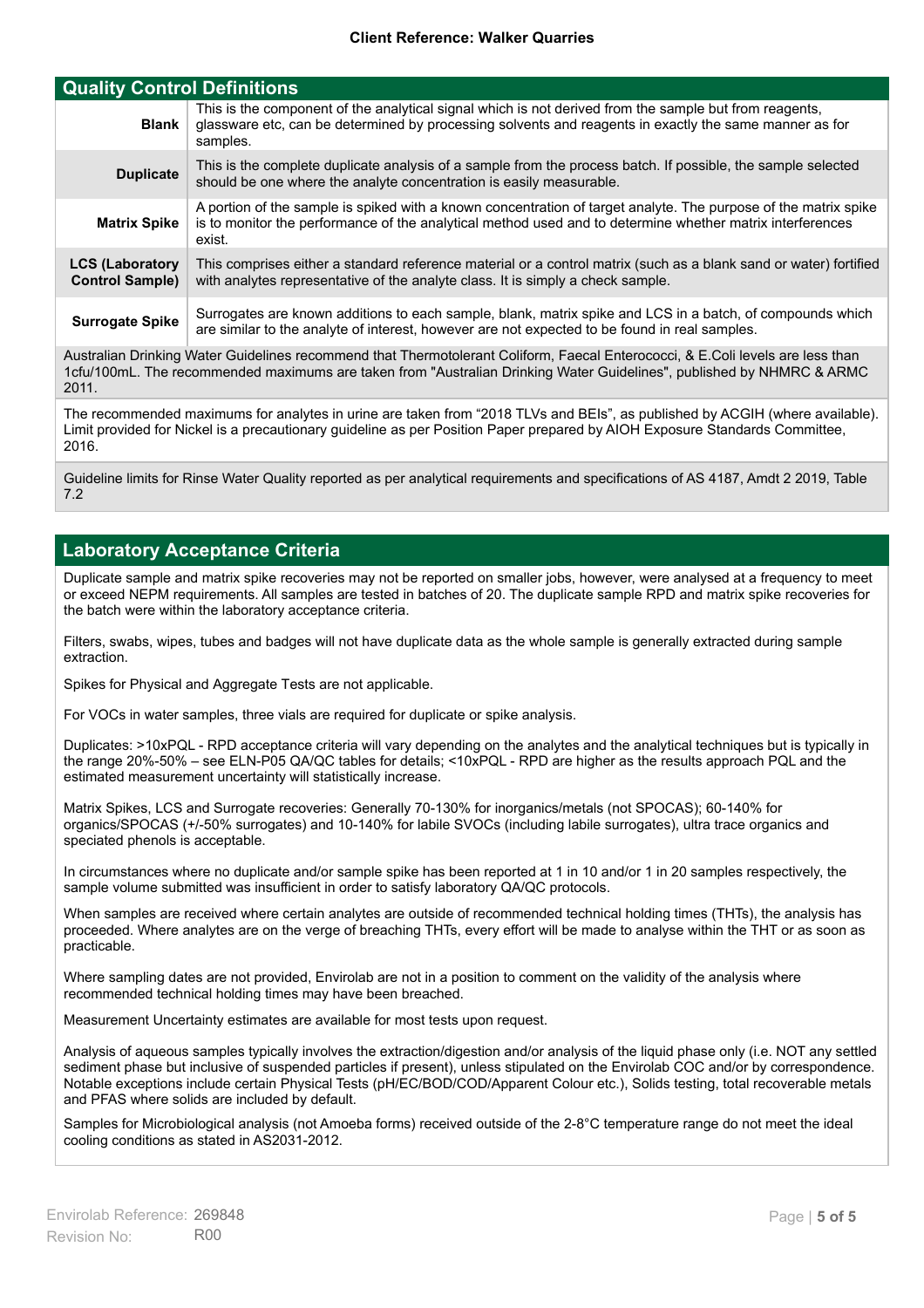## Quality Control Definitions

| | |
|---|---|
| **Blank** | This is the component of the analytical signal which is not derived from the sample but from reagents, glassware etc, can be determined by processing solvents and reagents in exactly the same manner as for samples. |
| **Duplicate** | This is the complete duplicate analysis of a sample from the process batch. If possible, the sample selected should be one where the analyte concentration is easily measurable. |
| **Matrix Spike** | A portion of the sample is spiked with a known concentration of target analyte. The purpose of the matrix spike is to monitor the performance of the analytical method used and to determine whether matrix interferences exist. |
| **LCS (Laboratory Control Sample)** | This comprises either a standard reference material or a control matrix (such as a blank sand or water) fortified with analytes representative of the analyte class. It is simply a check sample. |
| **Surrogate Spike** | Surrogates are known additions to each sample, blank, matrix spike and LCS in a batch, of compounds which are similar to the analyte of interest, however are not expected to be found in real samples. |

Australian Drinking Water Guidelines recommend that Thermotolerant Coliform, Faecal Enterococci, & E.Coli levels are less than 1cfu/100mL. The recommended maximums are taken from "Australian Drinking Water Guidelines", published by NHMRC & ARMC 2011.

The recommended maximums for analytes in urine are taken from “2018 TLVs and BEIs”, as published by ACGIH (where available). Limit provided for Nickel is a precautionary guideline as per Position Paper prepared by AIOH Exposure Standards Committee, 2016.

Guideline limits for Rinse Water Quality reported as per analytical requirements and specifications of AS 4187, Amdt 2 2019, Table 7.2

## Laboratory Acceptance Criteria

Duplicate sample and matrix spike recoveries may not be reported on smaller jobs, however, were analysed at a frequency to meet or exceed NEPM requirements. All samples are tested in batches of 20. The duplicate sample RPD and matrix spike recoveries for the batch were within the laboratory acceptance criteria.

Filters, swabs, wipes, tubes and badges will not have duplicate data as the whole sample is generally extracted during sample extraction.

Spikes for Physical and Aggregate Tests are not applicable.

For VOCs in water samples, three vials are required for duplicate or spike analysis.

Duplicates: >10xPQL - RPD acceptance criteria will vary depending on the analytes and the analytical techniques but is typically in the range 20%-50% – see ELN-P05 QA/QC tables for details; <10xPQL - RPD are higher as the results approach PQL and the estimated measurement uncertainty will statistically increase.

Matrix Spikes, LCS and Surrogate recoveries: Generally 70-130% for inorganics/metals (not SPOCAS); 60-140% for organics/SPOCAS (+/-50% surrogates) and 10-140% for labile SVOCs (including labile surrogates), ultra trace organics and speciated phenols is acceptable.

In circumstances where no duplicate and/or sample spike has been reported at 1 in 10 and/or 1 in 20 samples respectively, the sample volume submitted was insufficient in order to satisfy laboratory QA/QC protocols.

When samples are received where certain analytes are outside of recommended technical holding times (THTs), the analysis has proceeded. Where analytes are on the verge of breaching THTs, every effort will be made to analyse within the THT or as soon as practicable.

Where sampling dates are not provided, Envirolab are not in a position to comment on the validity of the analysis where recommended technical holding times may have been breached.

Measurement Uncertainty estimates are available for most tests upon request.

Analysis of aqueous samples typically involves the extraction/digestion and/or analysis of the liquid phase only (i.e. NOT any settled sediment phase but inclusive of suspended particles if present), unless stipulated on the Envirolab COC and/or by correspondence. Notable exceptions include certain Physical Tests (pH/EC/BOD/COD/Apparent Colour etc.), Solids testing, total recoverable metals and PFAS where solids are included by default.

Samples for Microbiological analysis (not Amoeba forms) received outside of the 2-8°C temperature range do not meet the ideal cooling conditions as stated in AS2031-2012.